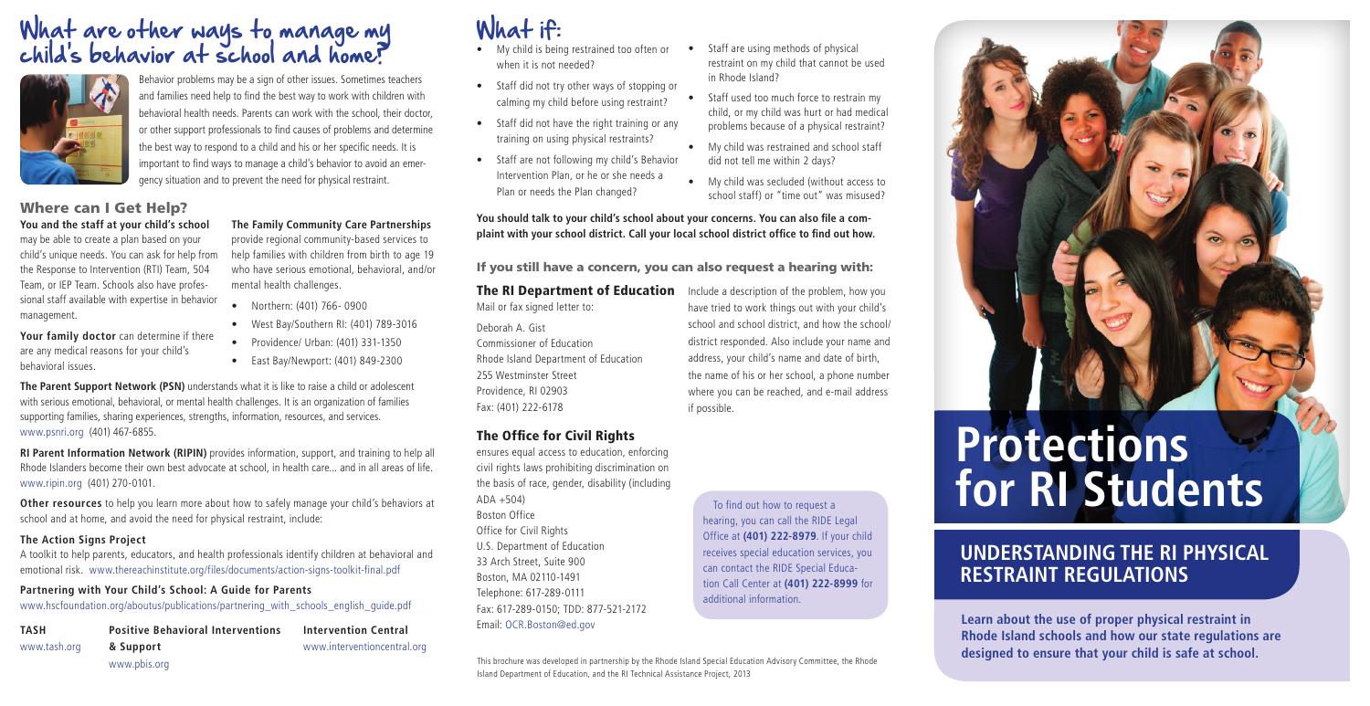# What are other ways to manage my child's behavior at school and home?

Behavior problems may be a sign of other issues. Sometimes teachers and families need help to find the best way to work with children with behavioral health needs. Parents can work with the school, their doctor, or other support professionals to find causes of problems and determine the best way to respond to a child and his or her specific needs. It is important to find ways to manage a child's behavior to avoid an emergency situation and to prevent the need for physical restraint.

## Where can I Get Help?

**You and the staff at your child's school** may be able to create a plan based on your child's unique needs. You can ask for help from the Response to Intervention (RTI) Team, 504 Team, or IEP Team. Schools also have professional staff available with expertise in behavior management.

**Your family doctor** can determine if there are any medical reasons for your child's behavioral issues.

**The Family Community Care Partnerships** provide regional community-based services to help families with children from birth to age 19 who have serious emotional, behavioral, and/or mental health challenges.

- Northern: (401) 766- 0900
- West Bay/Southern RI: (401) 789-3016
- Providence/ Urban: (401) 331-1350
- East Bay/Newport: (401) 849-2300

**The Parent Support Network (PSN)** understands what it is like to raise a child or adolescent with serious emotional, behavioral, or mental health challenges. It is an organization of families supporting families, sharing experiences, strengths, information, resources, and services. www.psnri.org (401) 467-6855.

**RI Parent Information Network (RIPIN)** provides information, support, and training to help all Rhode Islanders become their own best advocate at school, in health care... and in all areas of life. www.ripin.org (401) 270-0101.

**Other resources** to help you learn more about how to safely manage your child's behaviors at school and at home, and avoid the need for physical restraint, include:

**The Action Signs Project**

A toolkit to help parents, educators, and health professionals identify children at behavioral and emotional risk. www.thereachinstitute.org/files/documents/action-signs-toolkit-final.pdf

**Partnering with Your Child's School: A Guide for Parents**

www.hscfoundation.org/aboutus/publications/partnering_with_schools_english_guide.pdf

**TASH**
www.tash.org

**Positive Behavioral Interventions & Support**
www.pbis.org

**Intervention Central**
www.interventioncentral.org

# What if:

- My child is being restrained too often or when it is not needed?
- Staff did not try other ways of stopping or calming my child before using restraint?
- Staff did not have the right training or any training on using physical restraints?
- Staff are not following my child's Behavior Intervention Plan, or he or she needs a Plan or needs the Plan changed?
- Staff are using methods of physical restraint on my child that cannot be used in Rhode Island?
- Staff used too much force to restrain my child, or my child was hurt or had medical problems because of a physical restraint?
- My child was restrained and school staff did not tell me within 2 days?
- My child was secluded (without access to school staff) or "time out" was misused?

**You should talk to your child's school about your concerns. You can also file a complaint with your school district. Call your local school district office to find out how.**

## If you still have a concern, you can also request a hearing with:

### The RI Department of Education

Mail or fax signed letter to:

Deborah A. Gist
Commissioner of Education
Rhode Island Department of Education
255 Westminster Street
Providence, RI 02903
Fax: (401) 222-6178

Include a description of the problem, how you have tried to work things out with your child's school and school district, and how the school/district responded. Also include your name and address, your child's name and date of birth, the name of his or her school, a phone number where you can be reached, and e-mail address if possible.

### The Office for Civil Rights

ensures equal access to education, enforcing civil rights laws prohibiting discrimination on the basis of race, gender, disability (including ADA +504)

Boston Office
Office for Civil Rights
U.S. Department of Education
33 Arch Street, Suite 900
Boston, MA 02110-1491
Telephone: 617-289-0111
Fax: 617-289-0150; TDD: 877-521-2172
Email: OCR.Boston@ed.gov

To find out how to request a hearing, you can call the RIDE Legal Office at **(401) 222-8979**. If your child receives special education services, you can contact the RIDE Special Education Call Center at **(401) 222-8999** for additional information.

This brochure was developed in partnership by the Rhode Island Special Education Advisory Committee, the Rhode Island Department of Education, and the RI Technical Assistance Project, 2013

# Protections for RI Students

## UNDERSTANDING THE RI PHYSICAL RESTRAINT REGULATIONS

**Learn about the use of proper physical restraint in Rhode Island schools and how our state regulations are designed to ensure that your child is safe at school.**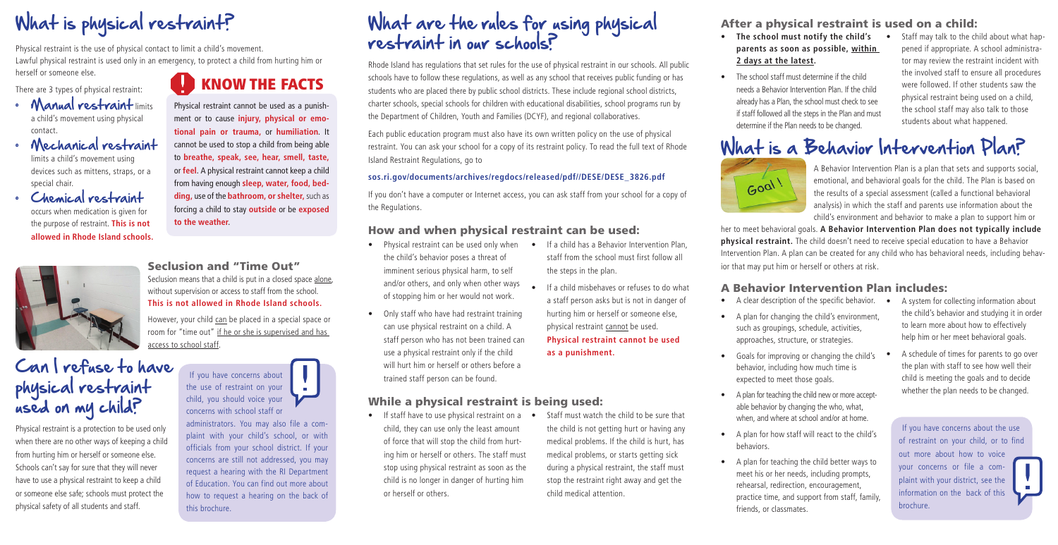# What is physical restraint?

Physical restraint is the use of physical contact to limit a child's movement. Lawful physical restraint is used only in an emergency, to protect a child from hurting him or herself or someone else.

There are 3 types of physical restraint:

- **Manual restraint** limits a child's movement using physical contact.
- **Mechanical restraint** limits a child's movement using devices such as mittens, straps, or a special chair.
- **Chemical restraint** occurs when medication is given for the purpose of restraint. **This is not allowed in Rhode Island schools.**

## KNOW THE FACTS

Physical restraint cannot be used as a punishment or to cause **injury, physical or emotional pain or trauma,** or **humiliation**. It cannot be used to stop a child from being able to **breathe, speak, see, hear, smell, taste,** or **feel.** A physical restraint cannot keep a child from having enough **sleep, water, food, bedding,** use of the **bathroom, or shelter,** such as forcing a child to stay **outside** or be **exposed to the weather.**

### Seclusion and "Time Out"

Seclusion means that a child is put in a closed space alone, without supervision or access to staff from the school. **This is not allowed in Rhode Island schools.**

However, your child can be placed in a special space or room for "time out" if he or she is supervised and has access to school staff.

# Can I refuse to have physical restraint used on my child?

Physical restraint is a protection to be used only when there are no other ways of keeping a child from hurting him or herself or someone else. Schools can't say for sure that they will never have to use a physical restraint to keep a child or someone else safe; schools must protect the physical safety of all students and staff.

If you have concerns about the use of restraint on your child, you should voice your concerns with school staff or administrators. You may also file a complaint with your child's school, or with officials from your school district. If your concerns are still not addressed, you may request a hearing with the RI Department of Education. You can find out more about how to request a hearing on the back of this brochure.

# What are the rules for using physical restraint in our schools?

Rhode Island has regulations that set rules for the use of physical restraint in our schools. All public schools have to follow these regulations, as well as any school that receives public funding or has students who are placed there by public school districts. These include regional school districts, charter schools, special schools for children with educational disabilities, school programs run by the Department of Children, Youth and Families (DCYF), and regional collaboratives.

Each public education program must also have its own written policy on the use of physical restraint. You can ask your school for a copy of its restraint policy. To read the full text of Rhode Island Restraint Regulations, go to

**sos.ri.gov/documents/archives/regdocs/released/pdf//DESE/DESE_3826.pdf**

If you don't have a computer or Internet access, you can ask staff from your school for a copy of the Regulations.

### How and when physical restraint can be used:

- Physical restraint can be used only when the child's behavior poses a threat of imminent serious physical harm, to self and/or others, and only when other ways of stopping him or her would not work.
- Only staff who have had restraint training can use physical restraint on a child. A staff person who has not been trained can use a physical restraint only if the child will hurt him or herself or others before a trained staff person can be found.
- If a child has a Behavior Intervention Plan, staff from the school must first follow all the steps in the plan.
- If a child misbehaves or refuses to do what a staff person asks but is not in danger of hurting him or herself or someone else, physical restraint cannot be used. **Physical restraint cannot be used as a punishment.**

### While a physical restraint is being used:

- If staff have to use physical restraint on a child, they can use only the least amount of force that will stop the child from hurting him or herself or others. The staff must stop using physical restraint as soon as the child is no longer in danger of hurting him or herself or others.
- Staff must watch the child to be sure that the child is not getting hurt or having any medical problems. If the child is hurt, has medical problems, or starts getting sick during a physical restraint, the staff must stop the restraint right away and get the child medical attention.

### After a physical restraint is used on a child:

- **The school must notify the child's parents as soon as possible, within 2 days at the latest.**
- The school staff must determine if the child needs a Behavior Intervention Plan. If the child already has a Plan, the school must check to see if staff followed all the steps in the Plan and must determine if the Plan needs to be changed.
- Staff may talk to the child about what happened if appropriate. A school administrator may review the restraint incident with the involved staff to ensure all procedures were followed. If other students saw the physical restraint being used on a child, the school staff may also talk to those students about what happened.

# What is a Behavior Intervention Plan?

A Behavior Intervention Plan is a plan that sets and supports social, emotional, and behavioral goals for the child. The Plan is based on the results of a special assessment (called a functional behavioral analysis) in which the staff and parents use information about the child's environment and behavior to make a plan to support him or her to meet behavioral goals. **A Behavior Intervention Plan does not typically include physical restraint.** The child doesn't need to receive special education to have a Behavior Intervention Plan. A plan can be created for any child who has behavioral needs, including behavior that may put him or herself or others at risk.

### A Behavior Intervention Plan includes:

- A clear description of the specific behavior.
- A plan for changing the child's environment, such as groupings, schedule, activities, approaches, structure, or strategies.
- Goals for improving or changing the child's behavior, including how much time is expected to meet those goals.
- A plan for teaching the child new or more acceptable behavior by changing the who, what, when, and where at school and/or at home.
- A plan for how staff will react to the child's behaviors.
- A plan for teaching the child better ways to meet his or her needs, including prompts, rehearsal, redirection, encouragement, practice time, and support from staff, family, friends, or classmates.
- A system for collecting information about the child's behavior and studying it in order to learn more about how to effectively help him or her meet behavioral goals.
- A schedule of times for parents to go over the plan with staff to see how well their child is meeting the goals and to decide whether the plan needs to be changed.

If you have concerns about the use of restraint on your child, or to find out more about how to voice your concerns or file a complaint with your district, see the information on the back of this brochure.